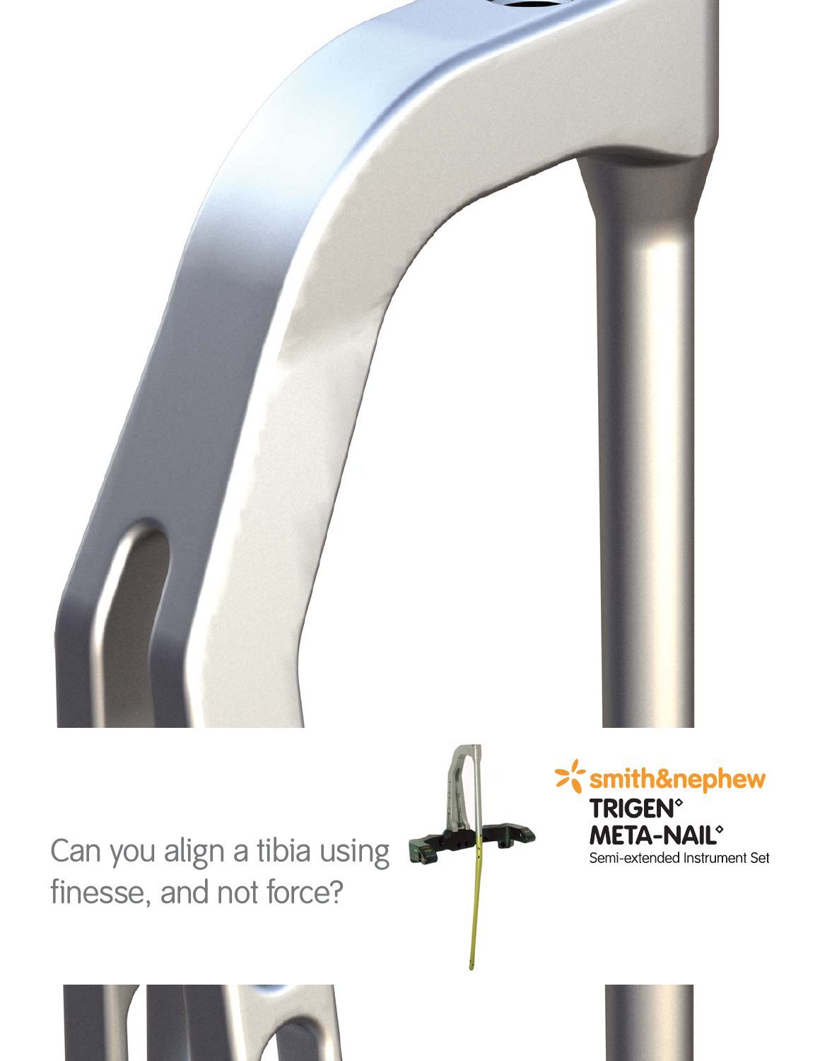# Can you align a tibia using finesse, and not force?

smith&nephew

**TRIGEN°**
**META-NAIL°**
Semi-extended Instrument Set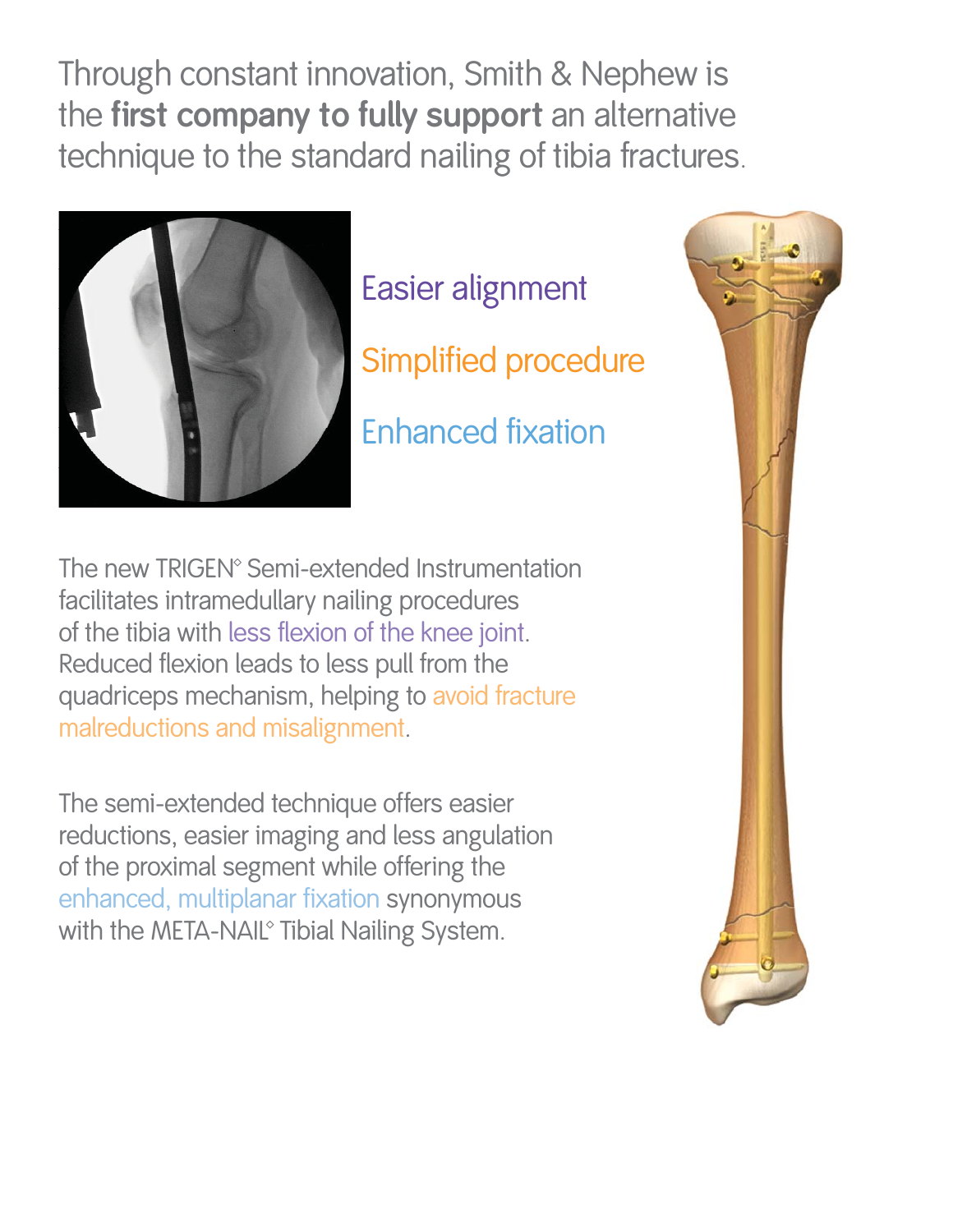Through constant innovation, Smith & Nephew is the **first company to fully support** an alternative technique to the standard nailing of tibia fractures.

Easier alignment

Simplified procedure

Enhanced fixation

The new TRIGEN◊ Semi-extended Instrumentation facilitates intramedullary nailing procedures of the tibia with less flexion of the knee joint. Reduced flexion leads to less pull from the quadriceps mechanism, helping to avoid fracture malreductions and misalignment.

The semi-extended technique offers easier reductions, easier imaging and less angulation of the proximal segment while offering the enhanced, multiplanar fixation synonymous with the META-NAIL◊ Tibial Nailing System.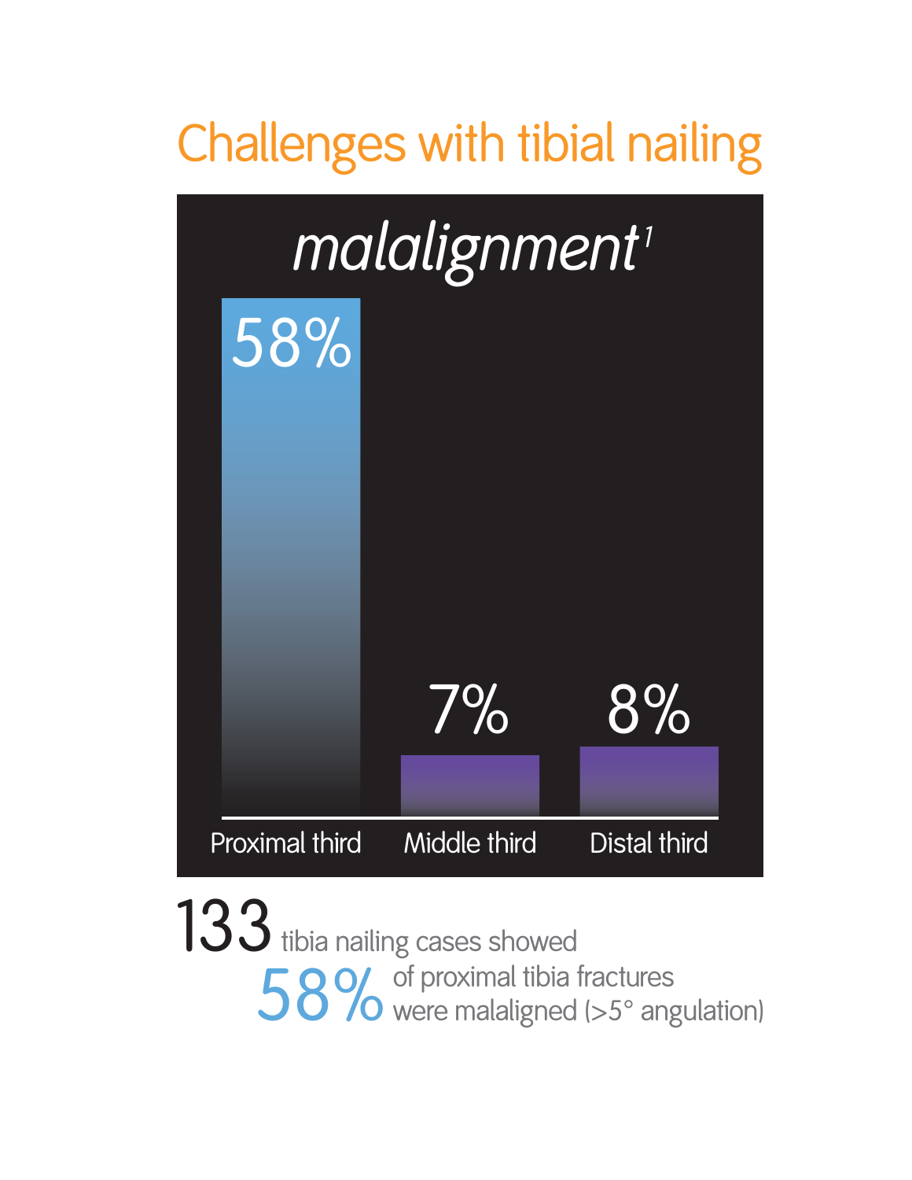# Challenges with tibial nailing

*malalignment*[1]

| Proximal third | Middle third | Distal third |
|---|---|---|
| 58% | 7% | 8% |

**133** tibia nailing cases showed

**58%** of proximal tibia fractures were malaligned (>5° angulation)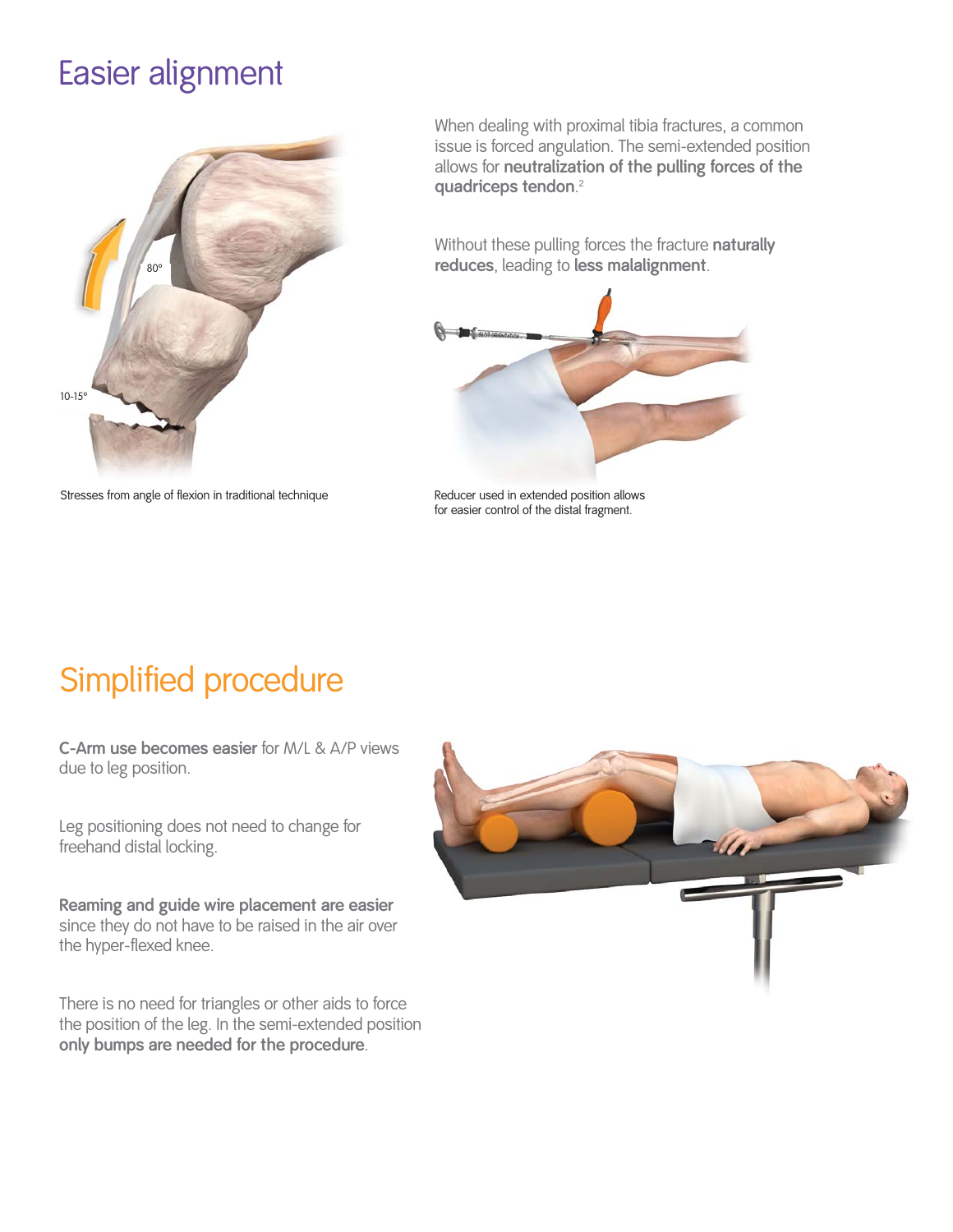# Easier alignment

When dealing with proximal tibia fractures, a common issue is forced angulation. The semi-extended position allows for **neutralization of the pulling forces of the quadriceps tendon**.[2]

Without these pulling forces the fracture **naturally reduces**, leading to **less malalignment**.

Stresses from angle of flexion in traditional technique

Reducer used in extended position allows for easier control of the distal fragment.

# Simplified procedure

**C-Arm use becomes easier** for M/L & A/P views due to leg position.

Leg positioning does not need to change for freehand distal locking.

**Reaming and guide wire placement are easier** since they do not have to be raised in the air over the hyper-flexed knee.

There is no need for triangles or other aids to force the position of the leg. In the semi-extended position **only bumps are needed for the procedure**.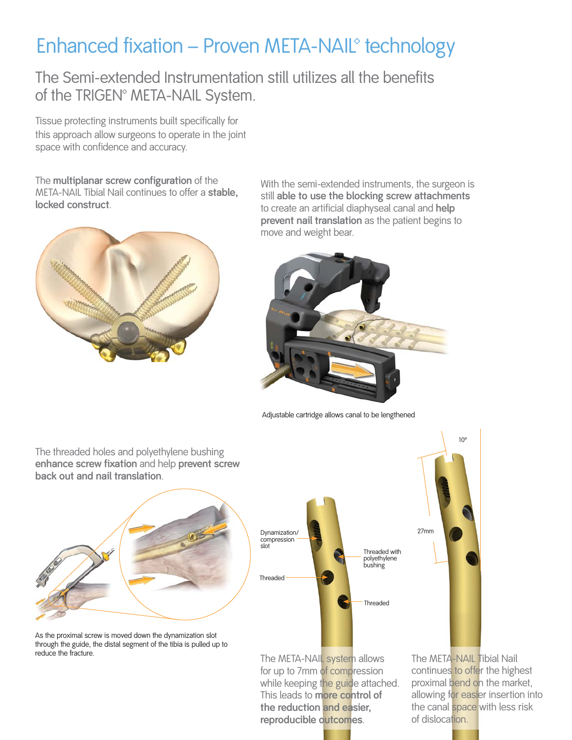# Enhanced fixation – Proven META-NAIL◊ technology

## The Semi-extended Instrumentation still utilizes all the benefits of the TRIGEN◊ META-NAIL System.

Tissue protecting instruments built specifically for this approach allow surgeons to operate in the joint space with confidence and accuracy.

The **multiplanar screw configuration** of the META-NAIL Tibial Nail continues to offer a **stable, locked construct**.

With the semi-extended instruments, the surgeon is still **able to use the blocking screw attachments** to create an artificial diaphyseal canal and **help prevent nail translation** as the patient begins to move and weight bear.

Adjustable cartridge allows canal to be lengthened

The threaded holes and polyethylene bushing **enhance screw fixation** and help **prevent screw back out and nail translation**.

As the proximal screw is moved down the dynamization slot through the guide, the distal segment of the tibia is pulled up to reduce the fracture.

Dynamization/compression slot

Threaded with polyethylene bushing

Threaded

Threaded

10°

27mm

The META-NAIL system allows for up to 7mm of compression while keeping the guide attached. This leads to **more control of the reduction and easier, reproducible outcomes**.

The META-NAIL Tibial Nail continues to offer the highest proximal bend on the market, allowing for easier insertion into the canal space with less risk of dislocation.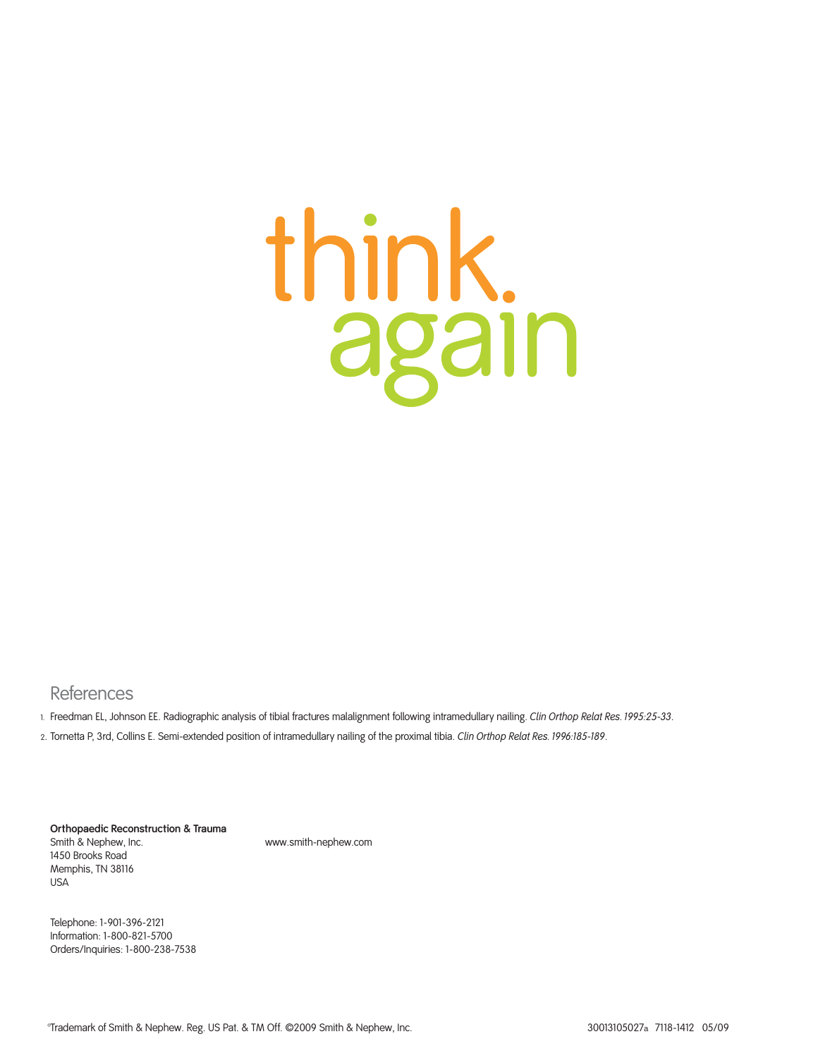think.
again

## References

1. Freedman EL, Johnson EE. Radiographic analysis of tibial fractures malalignment following intramedullary nailing. *Clin Orthop Relat Res. 1995:25-33*.
2. Tornetta P, 3rd, Collins E. Semi-extended position of intramedullary nailing of the proximal tibia. *Clin Orthop Relat Res. 1996:185-189*.

**Orthopaedic Reconstruction & Trauma**
Smith & Nephew, Inc.
1450 Brooks Road
Memphis, TN 38116
USA

www.smith-nephew.com

Telephone: 1-901-396-2121
Information: 1-800-821-5700
Orders/Inquiries: 1-800-238-7538

°Trademark of Smith & Nephew. Reg. US Pat. & TM Off. ©2009 Smith & Nephew, Inc.

30013105027a 7118-1412 05/09